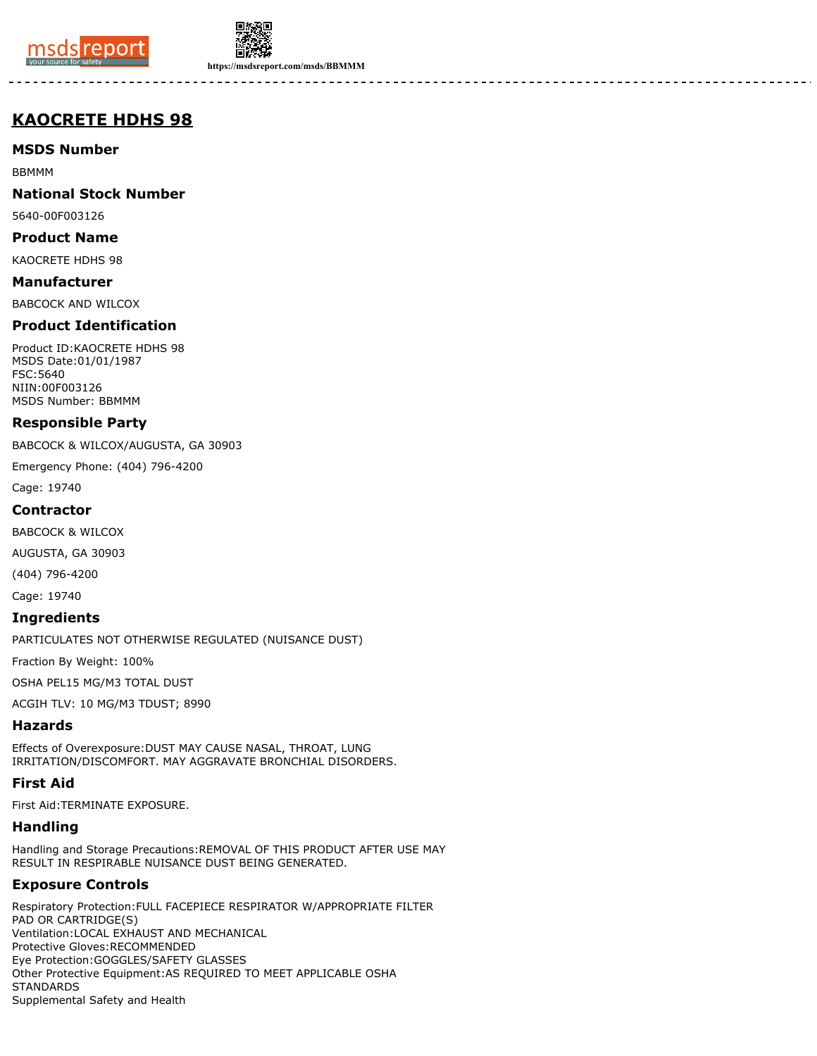https://msdsreport.com/msds/BBMMM

# KAOCRETE HDHS 98

## MSDS Number

BBMMM

## National Stock Number

5640-00F003126

## Product Name

KAOCRETE HDHS 98

## Manufacturer

BABCOCK AND WILCOX

## Product Identification

Product ID:KAOCRETE HDHS 98
MSDS Date:01/01/1987
FSC:5640
NIIN:00F003126
MSDS Number: BBMMM

## Responsible Party

BABCOCK & WILCOX/AUGUSTA, GA 30903

Emergency Phone: (404) 796-4200

Cage: 19740

## Contractor

BABCOCK & WILCOX

AUGUSTA, GA 30903

(404) 796-4200

Cage: 19740

## Ingredients

PARTICULATES NOT OTHERWISE REGULATED (NUISANCE DUST)

Fraction By Weight: 100%

OSHA PEL15 MG/M3 TOTAL DUST

ACGIH TLV: 10 MG/M3 TDUST; 8990

## Hazards

Effects of Overexposure:DUST MAY CAUSE NASAL, THROAT, LUNG IRRITATION/DISCOMFORT. MAY AGGRAVATE BRONCHIAL DISORDERS.

## First Aid

First Aid:TERMINATE EXPOSURE.

## Handling

Handling and Storage Precautions:REMOVAL OF THIS PRODUCT AFTER USE MAY RESULT IN RESPIRABLE NUISANCE DUST BEING GENERATED.

## Exposure Controls

Respiratory Protection:FULL FACEPIECE RESPIRATOR W/APPROPRIATE FILTER PAD OR CARTRIDGE(S)
Ventilation:LOCAL EXHAUST AND MECHANICAL
Protective Gloves:RECOMMENDED
Eye Protection:GOGGLES/SAFETY GLASSES
Other Protective Equipment:AS REQUIRED TO MEET APPLICABLE OSHA STANDARDS
Supplemental Safety and Health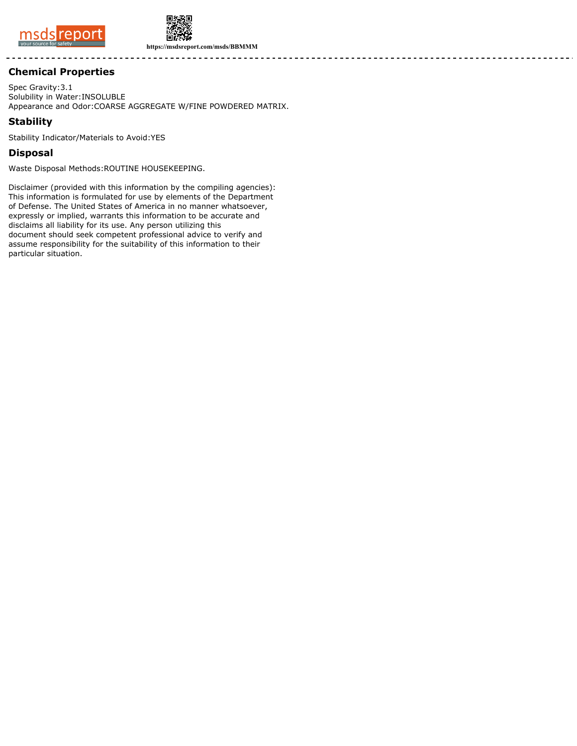## Chemical Properties

Spec Gravity:3.1
Solubility in Water:INSOLUBLE
Appearance and Odor:COARSE AGGREGATE W/FINE POWDERED MATRIX.

## Stability

Stability Indicator/Materials to Avoid:YES

## Disposal

Waste Disposal Methods:ROUTINE HOUSEKEEPING.

Disclaimer (provided with this information by the compiling agencies): This information is formulated for use by elements of the Department of Defense. The United States of America in no manner whatsoever, expressly or implied, warrants this information to be accurate and disclaims all liability for its use. Any person utilizing this document should seek competent professional advice to verify and assume responsibility for the suitability of this information to their particular situation.